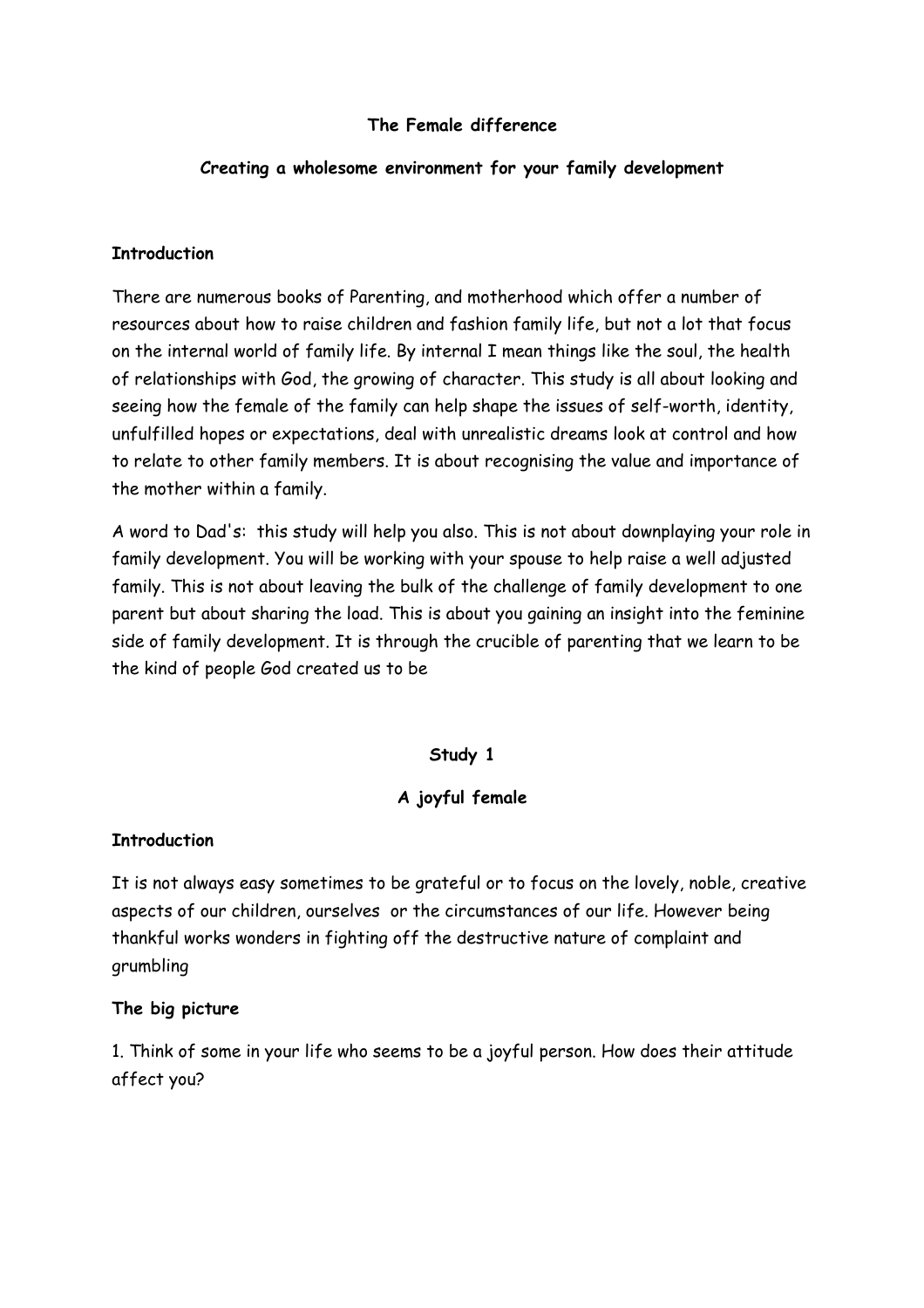# The Female difference

## Creating a wholesome environment for your family development

### Introduction

There are numerous books of Parenting, and motherhood which offer a number of resources about how to raise children and fashion family life, but not a lot that focus on the internal world of family life. By internal I mean things like the soul, the health of relationships with God, the growing of character. This study is all about looking and seeing how the female of the family can help shape the issues of self-worth, identity, unfulfilled hopes or expectations, deal with unrealistic dreams look at control and how to relate to other family members. It is about recognising the value and importance of the mother within a family.

A word to Dad's: this study will help you also. This is not about downplaying your role in family development. You will be working with your spouse to help raise a well adjusted family. This is not about leaving the bulk of the challenge of family development to one parent but about sharing the load. This is about you gaining an insight into the feminine side of family development. It is through the crucible of parenting that we learn to be the kind of people God created us to be

## Study 1

## A joyful female

### Introduction

It is not always easy sometimes to be grateful or to focus on the lovely, noble, creative aspects of our children, ourselves or the circumstances of our life. However being thankful works wonders in fighting off the destructive nature of complaint and grumbling

### The big picture

1. Think of some in your life who seems to be a joyful person. How does their attitude affect you?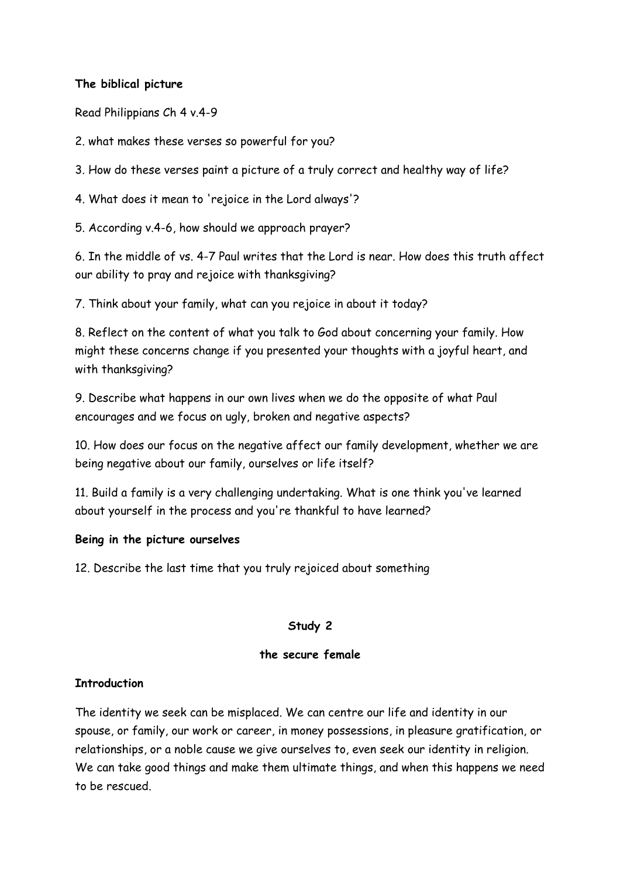**The biblical picture**

Read Philippians Ch 4 v.4-9

2. what makes these verses so powerful for you?

3. How do these verses paint a picture of a truly correct and healthy way of life?

4. What does it mean to 'rejoice in the Lord always'?

5. According v.4-6, how should we approach prayer?

6. In the middle of vs. 4-7 Paul writes that the Lord is near. How does this truth affect our ability to pray and rejoice with thanksgiving?

7. Think about your family, what can you rejoice in about it today?

8. Reflect on the content of what you talk to God about concerning your family. How might these concerns change if you presented your thoughts with a joyful heart, and with thanksgiving?

9. Describe what happens in our own lives when we do the opposite of what Paul encourages and we focus on ugly, broken and negative aspects?

10. How does our focus on the negative affect our family development, whether we are being negative about our family, ourselves or life itself?

11. Build a family is a very challenging undertaking. What is one think you've learned about yourself in the process and you're thankful to have learned?

**Being in the picture ourselves**

12. Describe the last time that you truly rejoiced about something

## Study 2

### the secure female

**Introduction**

The identity we seek can be misplaced. We can centre our life and identity in our spouse, or family, our work or career, in money possessions, in pleasure gratification, or relationships, or a noble cause we give ourselves to, even seek our identity in religion. We can take good things and make them ultimate things, and when this happens we need to be rescued.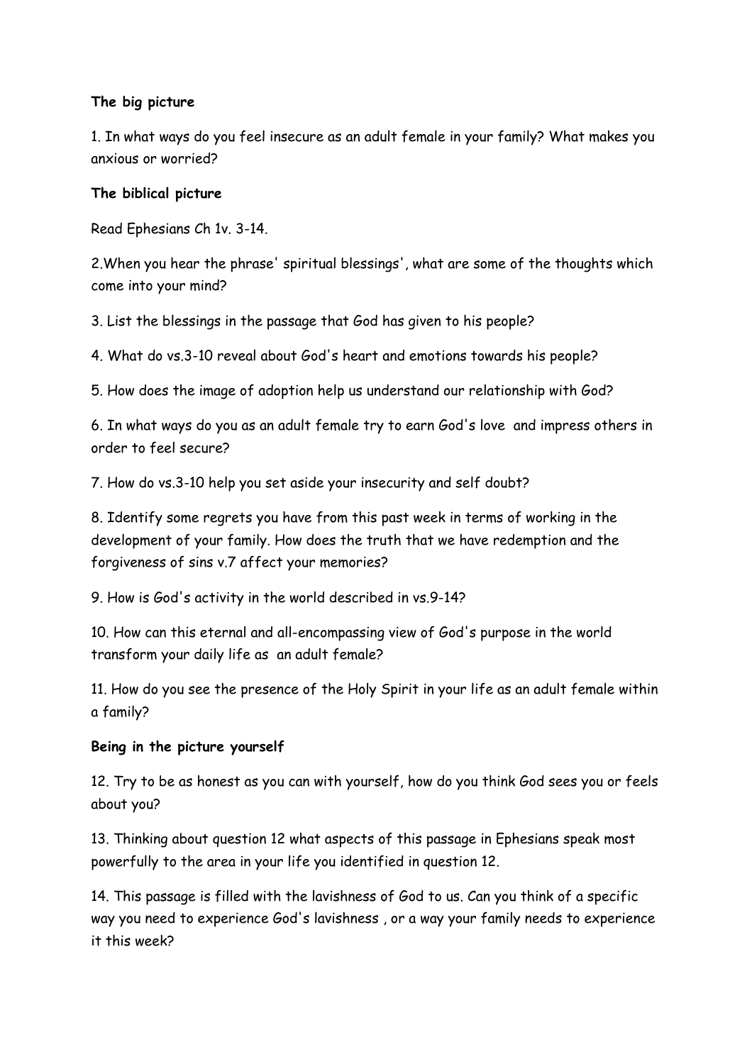**The big picture**

1. In what ways do you feel insecure as an adult female in your family? What makes you anxious or worried?

**The biblical picture**

Read Ephesians Ch 1v. 3-14.

2.When you hear the phrase' spiritual blessings', what are some of the thoughts which come into your mind?

3. List the blessings in the passage that God has given to his people?

4. What do vs.3-10 reveal about God's heart and emotions towards his people?

5. How does the image of adoption help us understand our relationship with God?

6. In what ways do you as an adult female try to earn God's love and impress others in order to feel secure?

7. How do vs.3-10 help you set aside your insecurity and self doubt?

8. Identify some regrets you have from this past week in terms of working in the development of your family. How does the truth that we have redemption and the forgiveness of sins v.7 affect your memories?

9. How is God's activity in the world described in vs.9-14?

10. How can this eternal and all-encompassing view of God's purpose in the world transform your daily life as an adult female?

11. How do you see the presence of the Holy Spirit in your life as an adult female within a family?

**Being in the picture yourself**

12. Try to be as honest as you can with yourself, how do you think God sees you or feels about you?

13. Thinking about question 12 what aspects of this passage in Ephesians speak most powerfully to the area in your life you identified in question 12.

14. This passage is filled with the lavishness of God to us. Can you think of a specific way you need to experience God's lavishness , or a way your family needs to experience it this week?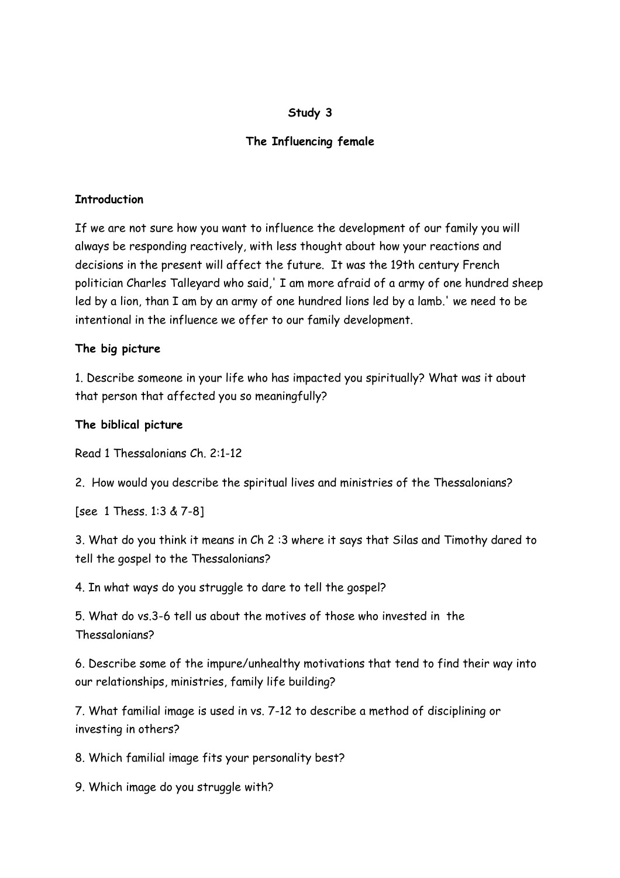**Study 3**

**The Influencing female**

**Introduction**

If we are not sure how you want to influence the development of our family you will always be responding reactively, with less thought about how your reactions and decisions in the present will affect the future. It was the 19th century French politician Charles Talleyard who said,' I am more afraid of a army of one hundred sheep led by a lion, than I am by an army of one hundred lions led by a lamb.' we need to be intentional in the influence we offer to our family development.

**The big picture**

1. Describe someone in your life who has impacted you spiritually? What was it about that person that affected you so meaningfully?

**The biblical picture**

Read 1 Thessalonians Ch. 2:1-12

2. How would you describe the spiritual lives and ministries of the Thessalonians?

[see 1 Thess. 1:3 & 7-8]

3. What do you think it means in Ch 2 :3 where it says that Silas and Timothy dared to tell the gospel to the Thessalonians?

4. In what ways do you struggle to dare to tell the gospel?

5. What do vs.3-6 tell us about the motives of those who invested in the Thessalonians?

6. Describe some of the impure/unhealthy motivations that tend to find their way into our relationships, ministries, family life building?

7. What familial image is used in vs. 7-12 to describe a method of disciplining or investing in others?

8. Which familial image fits your personality best?

9. Which image do you struggle with?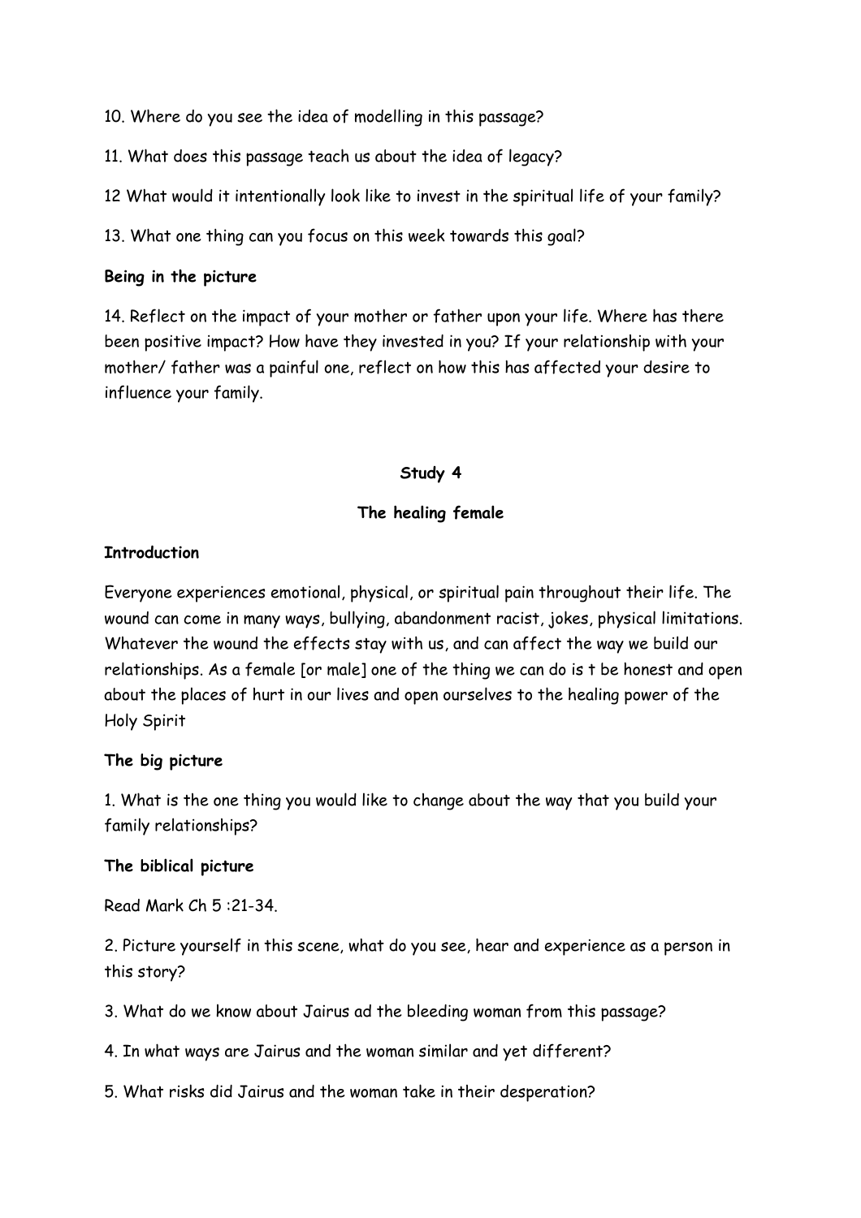10. Where do you see the idea of modelling in this passage?

11. What does this passage teach us about the idea of legacy?

12 What would it intentionally look like to invest in the spiritual life of your family?

13. What one thing can you focus on this week towards this goal?

**Being in the picture**

14. Reflect on the impact of your mother or father upon your life. Where has there been positive impact? How have they invested in you? If your relationship with your mother/ father was a painful one, reflect on how this has affected your desire to influence your family.

## Study 4

## The healing female

**Introduction**

Everyone experiences emotional, physical, or spiritual pain throughout their life. The wound can come in many ways, bullying, abandonment racist, jokes, physical limitations. Whatever the wound the effects stay with us, and can affect the way we build our relationships. As a female [or male] one of the thing we can do is t be honest and open about the places of hurt in our lives and open ourselves to the healing power of the Holy Spirit

**The big picture**

1. What is the one thing you would like to change about the way that you build your family relationships?

**The biblical picture**

Read Mark Ch 5 :21-34.

2. Picture yourself in this scene, what do you see, hear and experience as a person in this story?

3. What do we know about Jairus ad the bleeding woman from this passage?

4. In what ways are Jairus and the woman similar and yet different?

5. What risks did Jairus and the woman take in their desperation?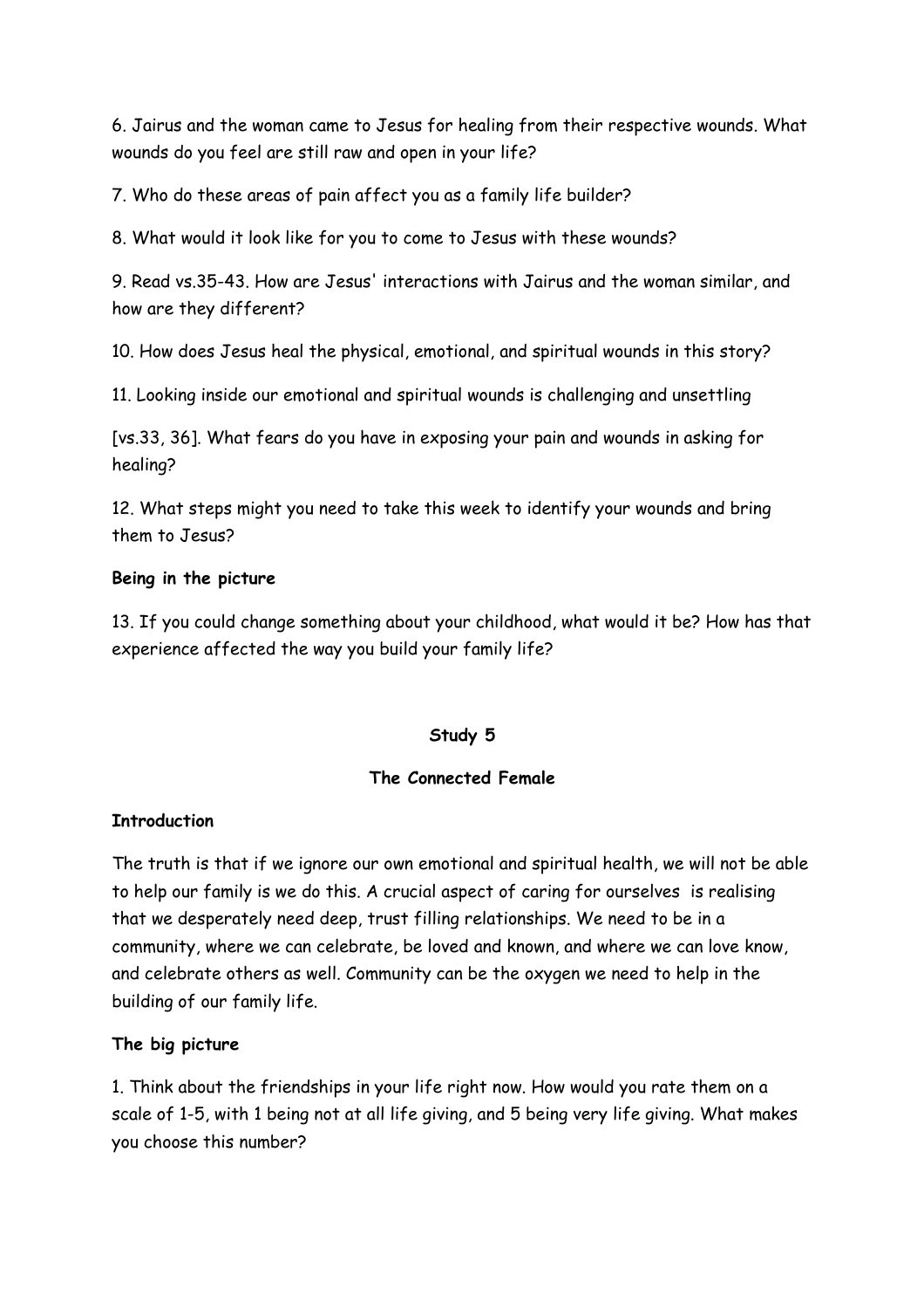6. Jairus and the woman came to Jesus for healing from their respective wounds. What wounds do you feel are still raw and open in your life?

7. Who do these areas of pain affect you as a family life builder?

8. What would it look like for you to come to Jesus with these wounds?

9. Read vs.35-43. How are Jesus' interactions with Jairus and the woman similar, and how are they different?

10. How does Jesus heal the physical, emotional, and spiritual wounds in this story?

11. Looking inside our emotional and spiritual wounds is challenging and unsettling

[vs.33, 36]. What fears do you have in exposing your pain and wounds in asking for healing?

12. What steps might you need to take this week to identify your wounds and bring them to Jesus?

**Being in the picture**

13. If you could change something about your childhood, what would it be? How has that experience affected the way you build your family life?

## Study 5

## The Connected Female

**Introduction**

The truth is that if we ignore our own emotional and spiritual health, we will not be able to help our family is we do this. A crucial aspect of caring for ourselves is realising that we desperately need deep, trust filling relationships. We need to be in a community, where we can celebrate, be loved and known, and where we can love know, and celebrate others as well. Community can be the oxygen we need to help in the building of our family life.

**The big picture**

1. Think about the friendships in your life right now. How would you rate them on a scale of 1-5, with 1 being not at all life giving, and 5 being very life giving. What makes you choose this number?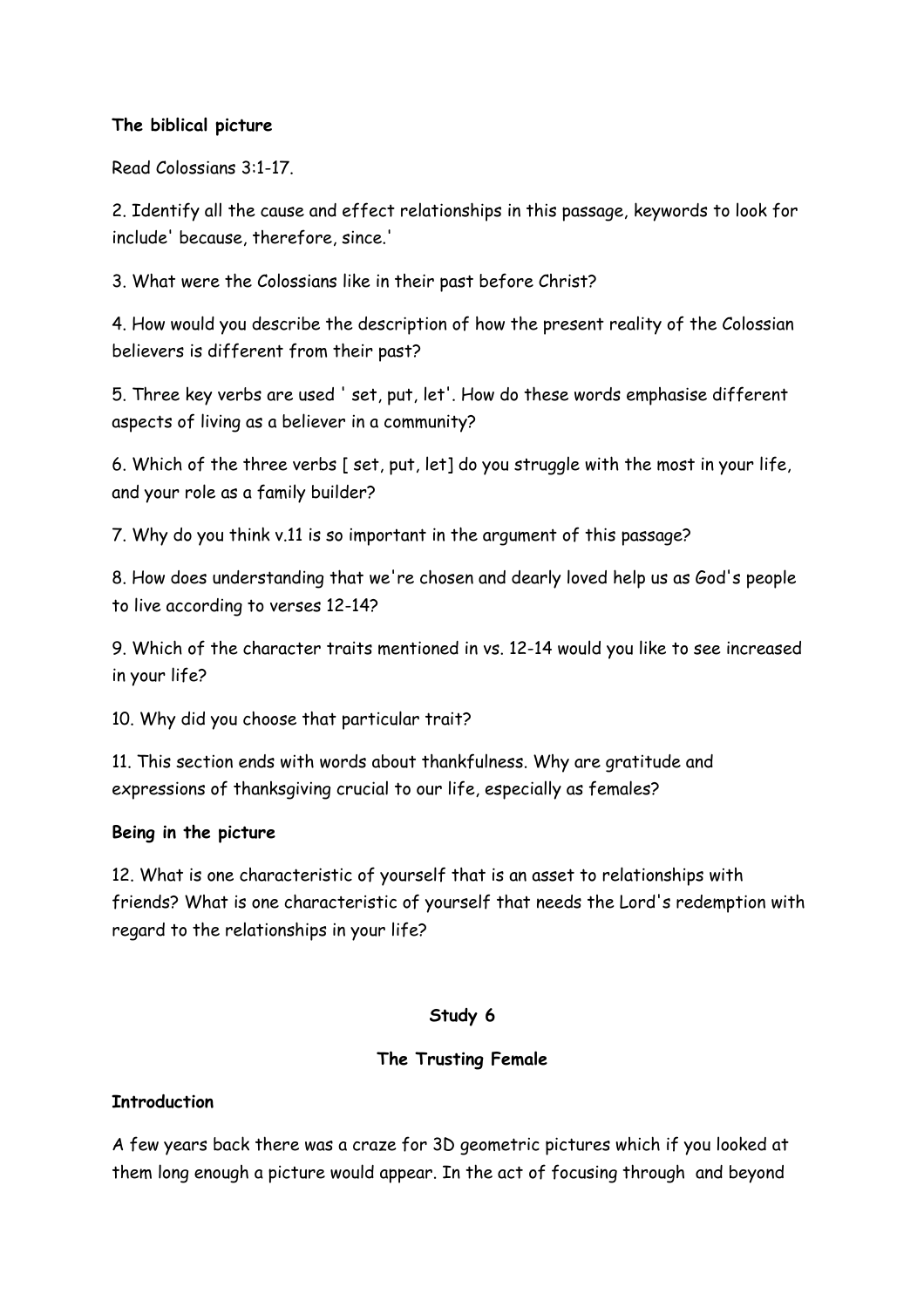**The biblical picture**

Read Colossians 3:1-17.

2. Identify all the cause and effect relationships in this passage, keywords to look for include' because, therefore, since.'

3. What were the Colossians like in their past before Christ?

4. How would you describe the description of how the present reality of the Colossian believers is different from their past?

5. Three key verbs are used ' set, put, let'. How do these words emphasise different aspects of living as a believer in a community?

6. Which of the three verbs [ set, put, let] do you struggle with the most in your life, and your role as a family builder?

7. Why do you think v.11 is so important in the argument of this passage?

8. How does understanding that we're chosen and dearly loved help us as God's people to live according to verses 12-14?

9. Which of the character traits mentioned in vs. 12-14 would you like to see increased in your life?

10. Why did you choose that particular trait?

11. This section ends with words about thankfulness. Why are gratitude and expressions of thanksgiving crucial to our life, especially as females?

**Being in the picture**

12. What is one characteristic of yourself that is an asset to relationships with friends? What is one characteristic of yourself that needs the Lord's redemption with regard to the relationships in your life?

## Study 6

## The Trusting Female

**Introduction**

A few years back there was a craze for 3D geometric pictures which if you looked at them long enough a picture would appear. In the act of focusing through and beyond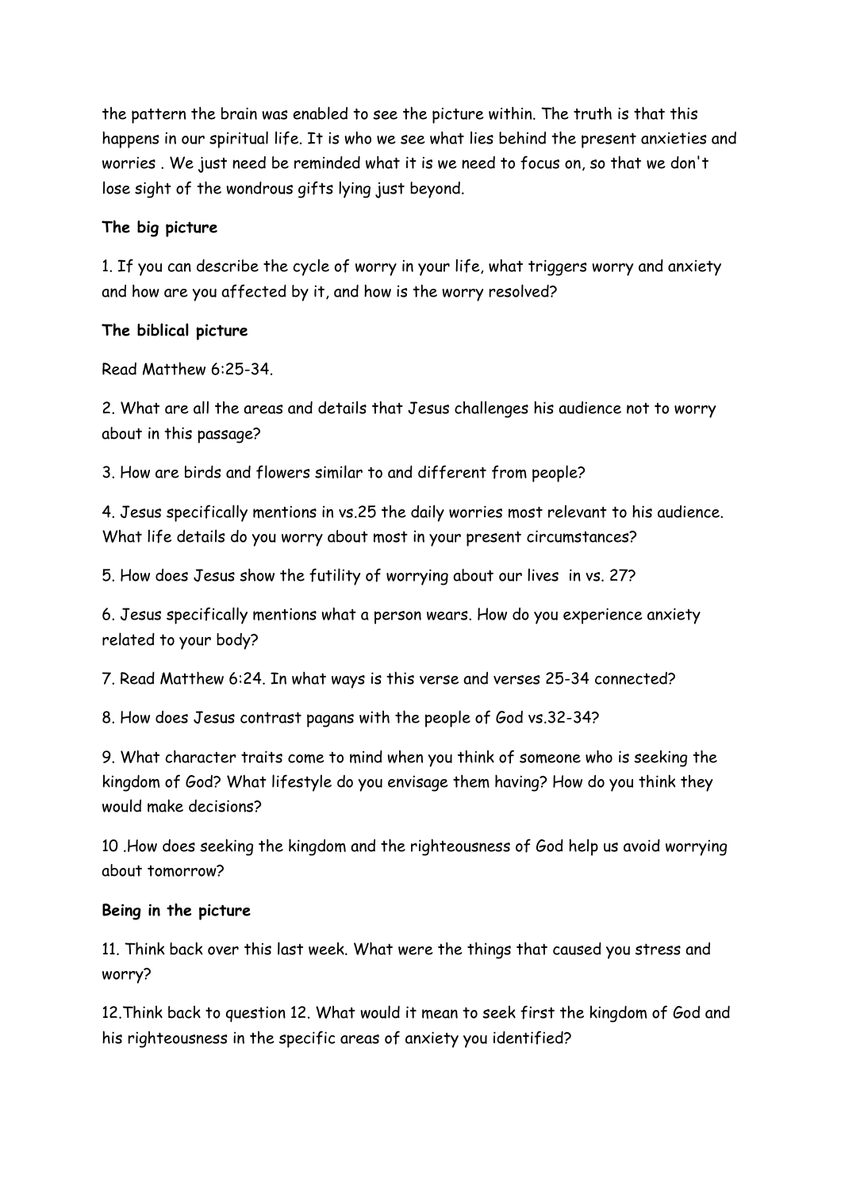the pattern the brain was enabled to see the picture within. The truth is that this happens in our spiritual life. It is who we see what lies behind the present anxieties and worries . We just need be reminded what it is we need to focus on, so that we don't lose sight of the wondrous gifts lying just beyond.

**The big picture**

1. If you can describe the cycle of worry in your life, what triggers worry and anxiety and how are you affected by it, and how is the worry resolved?

**The biblical picture**

Read Matthew 6:25-34.

2. What are all the areas and details that Jesus challenges his audience not to worry about in this passage?

3. How are birds and flowers similar to and different from people?

4. Jesus specifically mentions in vs.25 the daily worries most relevant to his audience. What life details do you worry about most in your present circumstances?

5. How does Jesus show the futility of worrying about our lives in vs. 27?

6. Jesus specifically mentions what a person wears. How do you experience anxiety related to your body?

7. Read Matthew 6:24. In what ways is this verse and verses 25-34 connected?

8. How does Jesus contrast pagans with the people of God vs.32-34?

9. What character traits come to mind when you think of someone who is seeking the kingdom of God? What lifestyle do you envisage them having? How do you think they would make decisions?

10 .How does seeking the kingdom and the righteousness of God help us avoid worrying about tomorrow?

**Being in the picture**

11. Think back over this last week. What were the things that caused you stress and worry?

12.Think back to question 12. What would it mean to seek first the kingdom of God and his righteousness in the specific areas of anxiety you identified?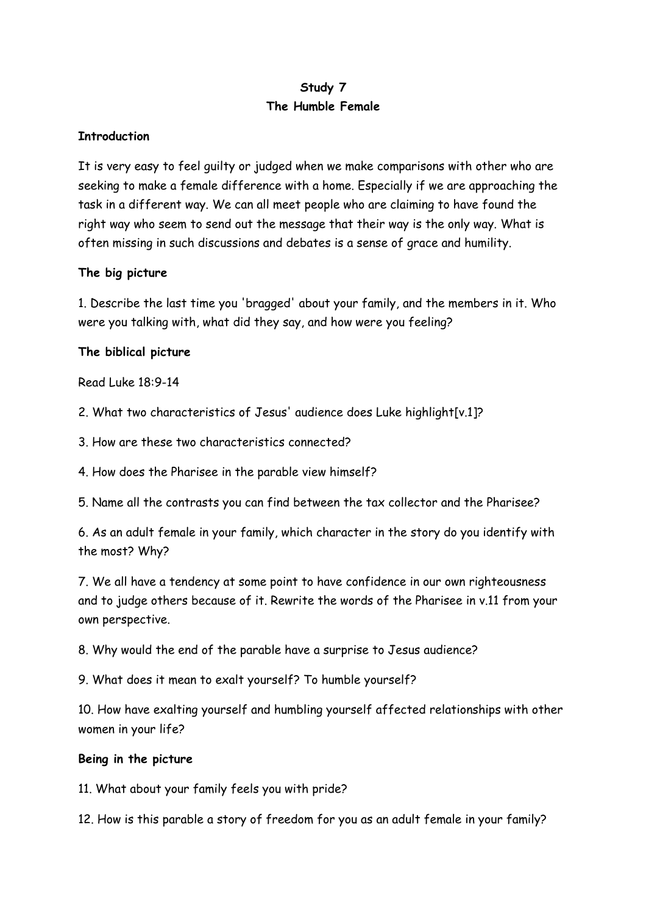**Study 7**
**The Humble Female**

**Introduction**

It is very easy to feel guilty or judged when we make comparisons with other who are seeking to make a female difference with a home. Especially if we are approaching the task in a different way. We can all meet people who are claiming to have found the right way who seem to send out the message that their way is the only way. What is often missing in such discussions and debates is a sense of grace and humility.

**The big picture**

1. Describe the last time you 'bragged' about your family, and the members in it. Who were you talking with, what did they say, and how were you feeling?

**The biblical picture**

Read Luke 18:9-14

2. What two characteristics of Jesus' audience does Luke highlight[v.1]?

3. How are these two characteristics connected?

4. How does the Pharisee in the parable view himself?

5. Name all the contrasts you can find between the tax collector and the Pharisee?

6. As an adult female in your family, which character in the story do you identify with the most? Why?

7. We all have a tendency at some point to have confidence in our own righteousness and to judge others because of it. Rewrite the words of the Pharisee in v.11 from your own perspective.

8. Why would the end of the parable have a surprise to Jesus audience?

9. What does it mean to exalt yourself? To humble yourself?

10. How have exalting yourself and humbling yourself affected relationships with other women in your life?

**Being in the picture**

11. What about your family feels you with pride?

12. How is this parable a story of freedom for you as an adult female in your family?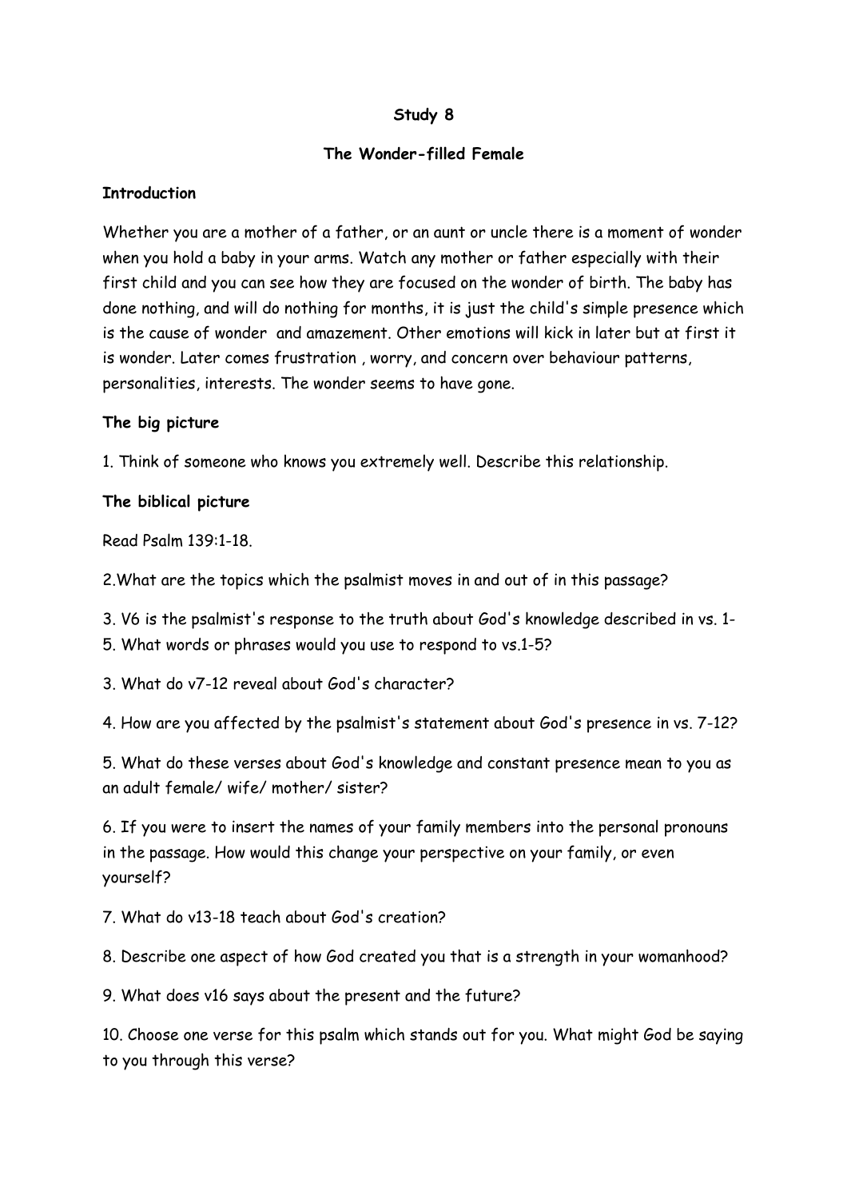**Study 8**

**The Wonder-filled Female**

**Introduction**

Whether you are a mother of a father, or an aunt or uncle there is a moment of wonder when you hold a baby in your arms. Watch any mother or father especially with their first child and you can see how they are focused on the wonder of birth. The baby has done nothing, and will do nothing for months, it is just the child's simple presence which is the cause of wonder and amazement. Other emotions will kick in later but at first it is wonder. Later comes frustration , worry, and concern over behaviour patterns, personalities, interests. The wonder seems to have gone.

**The big picture**

1. Think of someone who knows you extremely well. Describe this relationship.

**The biblical picture**

Read Psalm 139:1-18.

2.What are the topics which the psalmist moves in and out of in this passage?

3. V6 is the psalmist's response to the truth about God's knowledge described in vs. 1-5. What words or phrases would you use to respond to vs.1-5?

3. What do v7-12 reveal about God's character?

4. How are you affected by the psalmist's statement about God's presence in vs. 7-12?

5. What do these verses about God's knowledge and constant presence mean to you as an adult female/ wife/ mother/ sister?

6. If you were to insert the names of your family members into the personal pronouns in the passage. How would this change your perspective on your family, or even yourself?

7. What do v13-18 teach about God's creation?

8. Describe one aspect of how God created you that is a strength in your womanhood?

9. What does v16 says about the present and the future?

10. Choose one verse for this psalm which stands out for you. What might God be saying to you through this verse?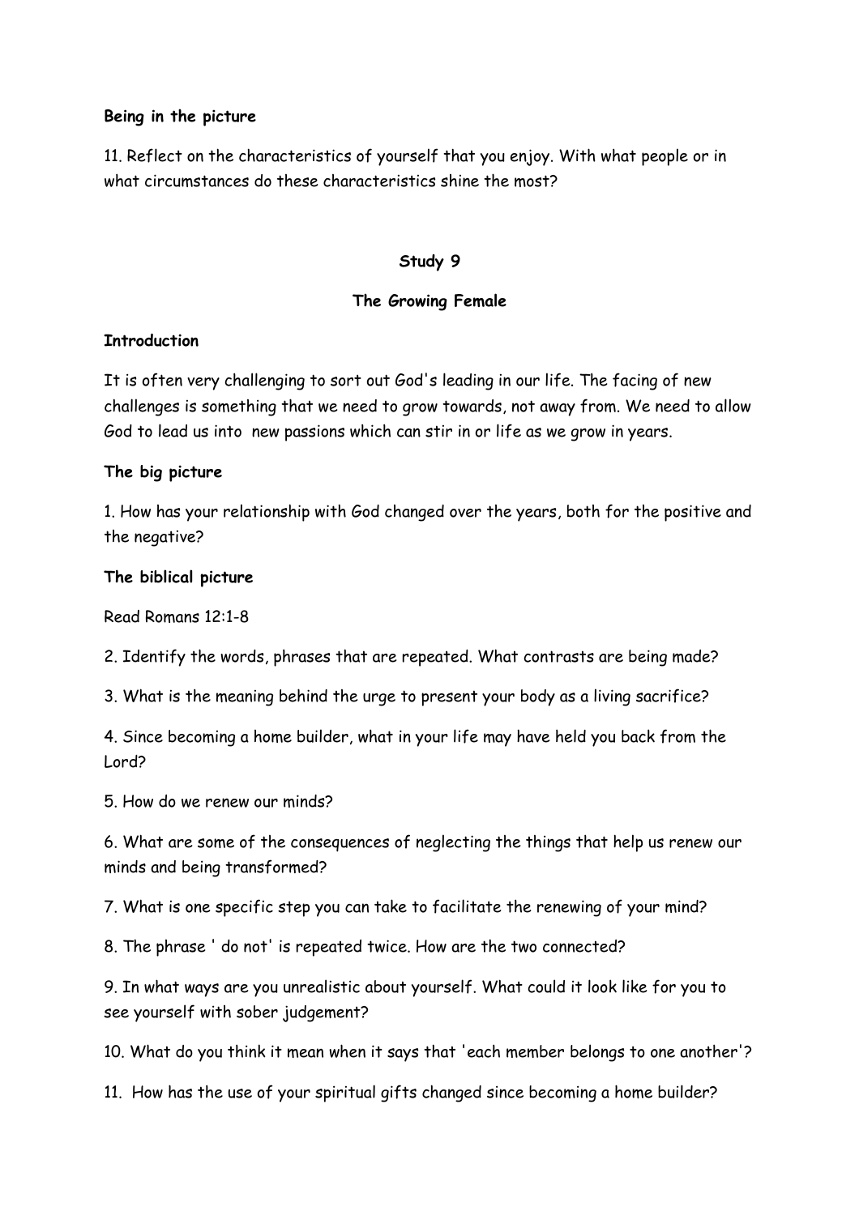**Being in the picture**

11. Reflect on the characteristics of yourself that you enjoy. With what people or in what circumstances do these characteristics shine the most?

## Study 9

## The Growing Female

**Introduction**

It is often very challenging to sort out God's leading in our life. The facing of new challenges is something that we need to grow towards, not away from. We need to allow God to lead us into new passions which can stir in or life as we grow in years.

**The big picture**

1. How has your relationship with God changed over the years, both for the positive and the negative?

**The biblical picture**

Read Romans 12:1-8

2. Identify the words, phrases that are repeated. What contrasts are being made?

3. What is the meaning behind the urge to present your body as a living sacrifice?

4. Since becoming a home builder, what in your life may have held you back from the Lord?

5. How do we renew our minds?

6. What are some of the consequences of neglecting the things that help us renew our minds and being transformed?

7. What is one specific step you can take to facilitate the renewing of your mind?

8. The phrase ' do not' is repeated twice. How are the two connected?

9. In what ways are you unrealistic about yourself. What could it look like for you to see yourself with sober judgement?

10. What do you think it mean when it says that 'each member belongs to one another'?

11. How has the use of your spiritual gifts changed since becoming a home builder?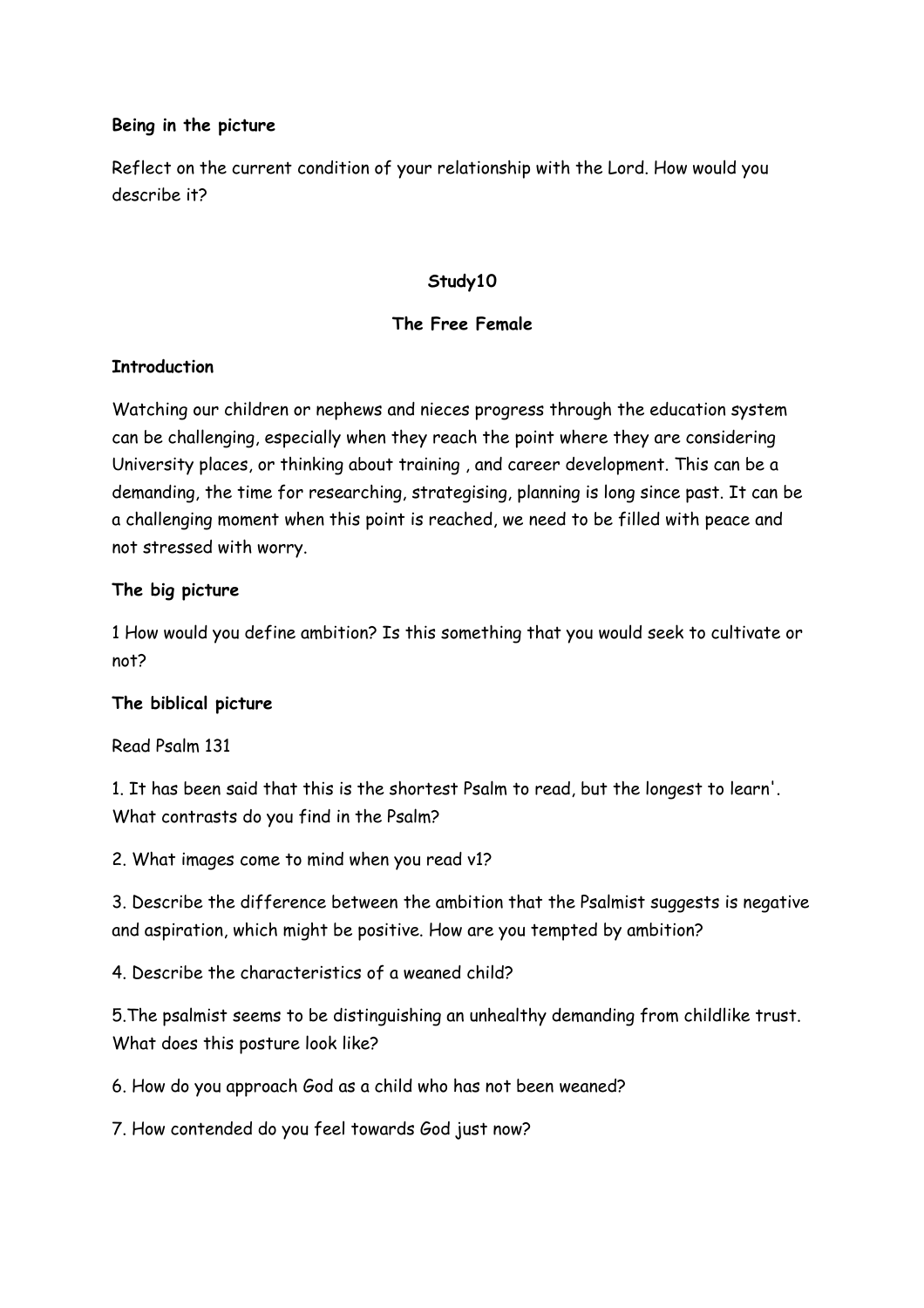**Being in the picture**

Reflect on the current condition of your relationship with the Lord. How would you describe it?

## Study10

## The Free Female

**Introduction**

Watching our children or nephews and nieces progress through the education system can be challenging, especially when they reach the point where they are considering University places, or thinking about training , and career development. This can be a demanding, the time for researching, strategising, planning is long since past. It can be a challenging moment when this point is reached, we need to be filled with peace and not stressed with worry.

**The big picture**

1 How would you define ambition? Is this something that you would seek to cultivate or not?

**The biblical picture**

Read Psalm 131

1. It has been said that this is the shortest Psalm to read, but the longest to learn'. What contrasts do you find in the Psalm?

2. What images come to mind when you read v1?

3. Describe the difference between the ambition that the Psalmist suggests is negative and aspiration, which might be positive. How are you tempted by ambition?

4. Describe the characteristics of a weaned child?

5.The psalmist seems to be distinguishing an unhealthy demanding from childlike trust. What does this posture look like?

6. How do you approach God as a child who has not been weaned?

7. How contended do you feel towards God just now?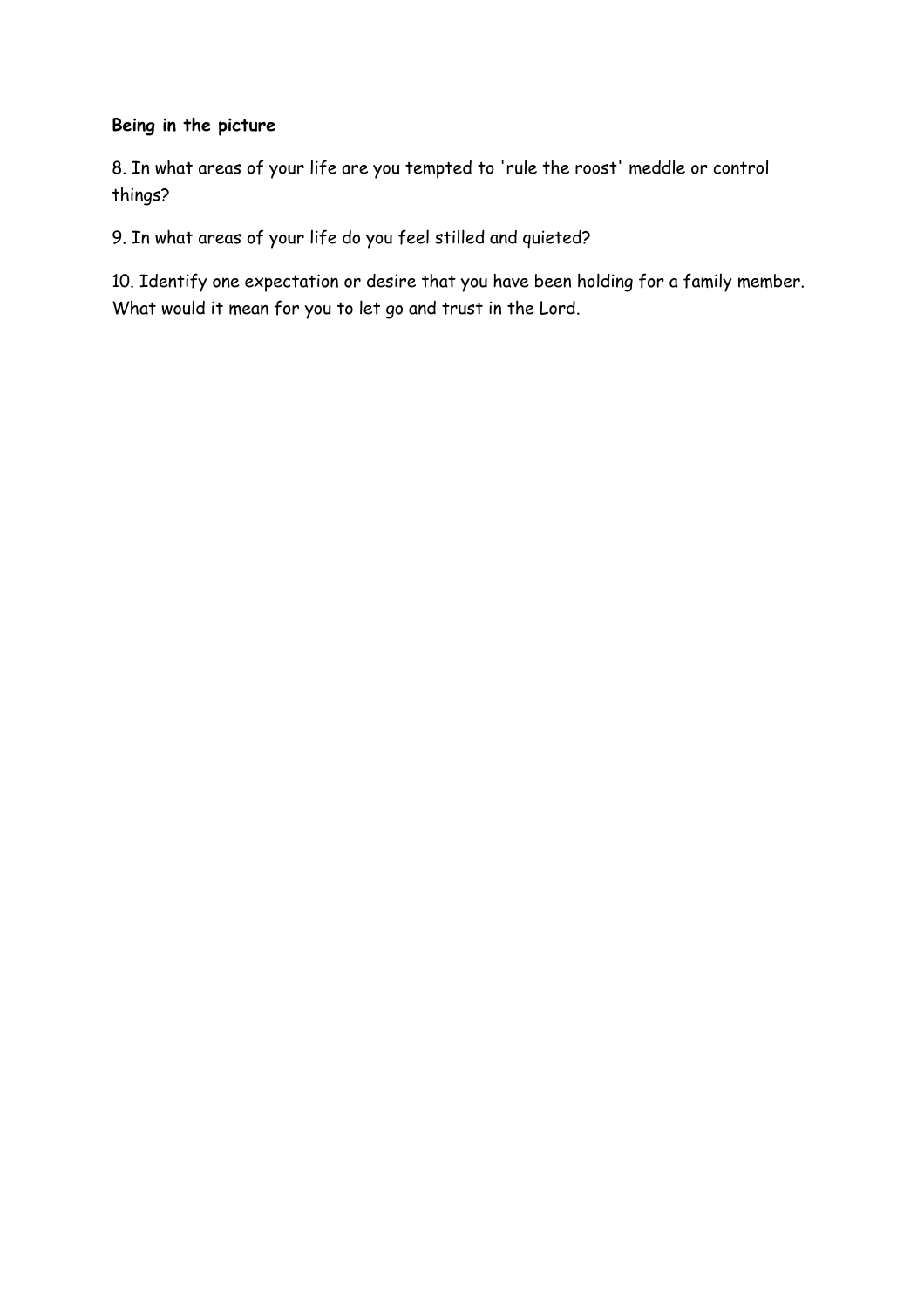**Being in the picture**

8. In what areas of your life are you tempted to 'rule the roost' meddle or control things?

9. In what areas of your life do you feel stilled and quieted?

10. Identify one expectation or desire that you have been holding for a family member. What would it mean for you to let go and trust in the Lord.